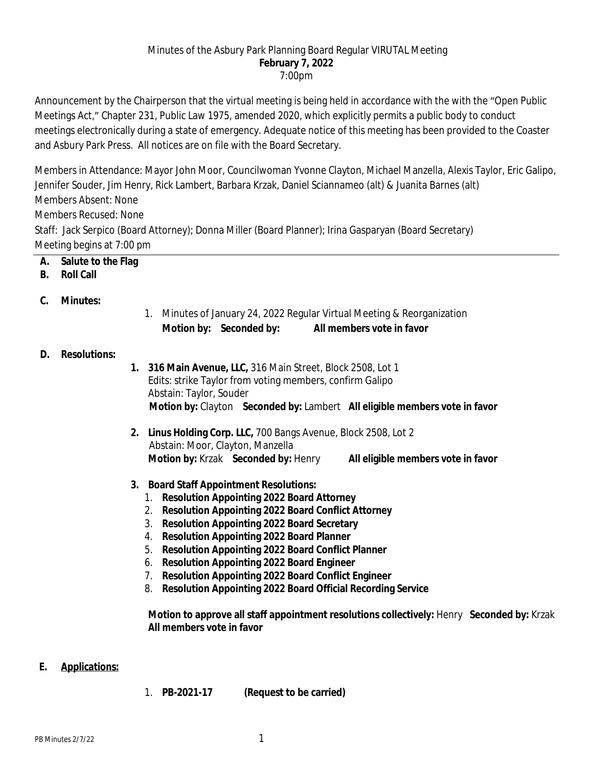Minutes of the Asbury Park Planning Board Regular VIRUTAL Meeting
**February 7, 2022**
7:00pm

Announcement by the Chairperson that the virtual meeting is being held in accordance with the with the "Open Public Meetings Act," Chapter 231, Public Law 1975, amended 2020, which explicitly permits a public body to conduct meetings electronically during a state of emergency. Adequate notice of this meeting has been provided to the Coaster and Asbury Park Press. All notices are on file with the Board Secretary.

Members in Attendance: Mayor John Moor, Councilwoman Yvonne Clayton, Michael Manzella, Alexis Taylor, Eric Galipo, Jennifer Souder, Jim Henry, Rick Lambert, Barbara Krzak, Daniel Sciannameo (alt) & Juanita Barnes (alt)
Members Absent: None
Members Recused: None
Staff: Jack Serpico (Board Attorney); Donna Miller (Board Planner); Irina Gasparyan (Board Secretary)
Meeting begins at 7:00 pm

---

**A. Salute to the Flag**

**B. Roll Call**

**C. Minutes:**

1. Minutes of January 24, 2022 Regular Virtual Meeting & Reorganization
   **Motion by: Seconded by: All members vote in favor**

**D. Resolutions:**

1. **316 Main Avenue, LLC,** 316 Main Street, Block 2508, Lot 1
   Edits: strike Taylor from voting members, confirm Galipo
   Abstain: Taylor, Souder
   **Motion by:** Clayton **Seconded by:** Lambert **All eligible members vote in favor**

2. **Linus Holding Corp. LLC,** 700 Bangs Avenue, Block 2508, Lot 2
   Abstain: Moor, Clayton, Manzella
   **Motion by:** Krzak **Seconded by:** Henry **All eligible members vote in favor**

3. **Board Staff Appointment Resolutions:**
   1. **Resolution Appointing 2022 Board Attorney**
   2. **Resolution Appointing 2022 Board Conflict Attorney**
   3. **Resolution Appointing 2022 Board Secretary**
   4. **Resolution Appointing 2022 Board Planner**
   5. **Resolution Appointing 2022 Board Conflict Planner**
   6. **Resolution Appointing 2022 Board Engineer**
   7. **Resolution Appointing 2022 Board Conflict Engineer**
   8. **Resolution Appointing 2022 Board Official Recording Service**

   **Motion to approve all staff appointment resolutions collectively:** Henry **Seconded by:** Krzak
   **All members vote in favor**

**E. Applications:**

1. **PB-2021-17 (Request to be carried)**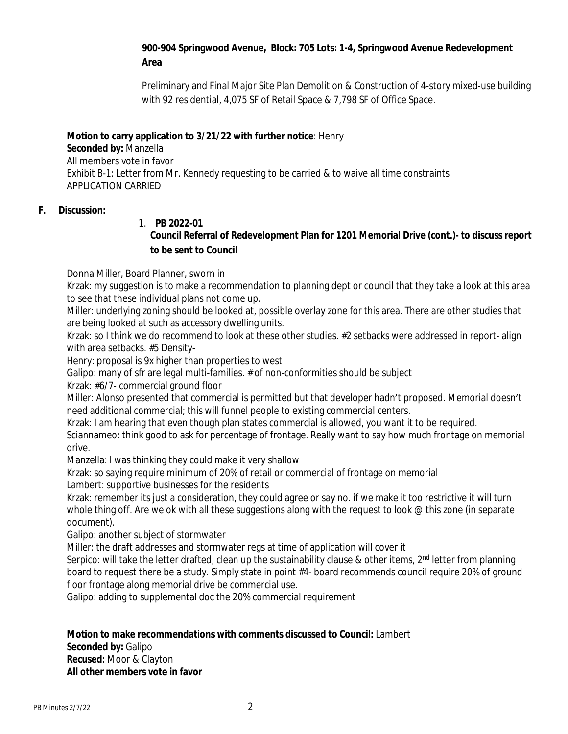**900-904 Springwood Avenue, Block: 705 Lots: 1-4, Springwood Avenue Redevelopment Area**

Preliminary and Final Major Site Plan Demolition & Construction of 4-story mixed-use building with 92 residential, 4,075 SF of Retail Space & 7,798 SF of Office Space.

**Motion to carry application to 3/21/22 with further notice**: Henry
**Seconded by:** Manzella
All members vote in favor
Exhibit B-1: Letter from Mr. Kennedy requesting to be carried & to waive all time constraints
APPLICATION CARRIED

## F. Discussion:

1. **PB 2022-01**
   **Council Referral of Redevelopment Plan for 1201 Memorial Drive (cont.)- to discuss report to be sent to Council**

Donna Miller, Board Planner, sworn in

Krzak: my suggestion is to make a recommendation to planning dept or council that they take a look at this area to see that these individual plans not come up.

Miller: underlying zoning should be looked at, possible overlay zone for this area. There are other studies that are being looked at such as accessory dwelling units.

Krzak: so I think we do recommend to look at these other studies. #2 setbacks were addressed in report- align with area setbacks. #5 Density-

Henry: proposal is 9x higher than properties to west

Galipo: many of sfr are legal multi-families. # of non-conformities should be subject

Krzak: #6/7- commercial ground floor

Miller: Alonso presented that commercial is permitted but that developer hadn't proposed. Memorial doesn't need additional commercial; this will funnel people to existing commercial centers.

Krzak: I am hearing that even though plan states commercial is allowed, you want it to be required.

Sciannameo: think good to ask for percentage of frontage. Really want to say how much frontage on memorial drive.

Manzella: I was thinking they could make it very shallow

Krzak: so saying require minimum of 20% of retail or commercial of frontage on memorial

Lambert: supportive businesses for the residents

Krzak: remember its just a consideration, they could agree or say no. if we make it too restrictive it will turn whole thing off. Are we ok with all these suggestions along with the request to look @ this zone (in separate document).

Galipo: another subject of stormwater

Miller: the draft addresses and stormwater regs at time of application will cover it

Serpico: will take the letter drafted, clean up the sustainability clause & other items, 2nd letter from planning board to request there be a study. Simply state in point #4- board recommends council require 20% of ground floor frontage along memorial drive be commercial use.

Galipo: adding to supplemental doc the 20% commercial requirement

**Motion to make recommendations with comments discussed to Council:** Lambert
**Seconded by:** Galipo
**Recused:** Moor & Clayton
**All other members vote in favor**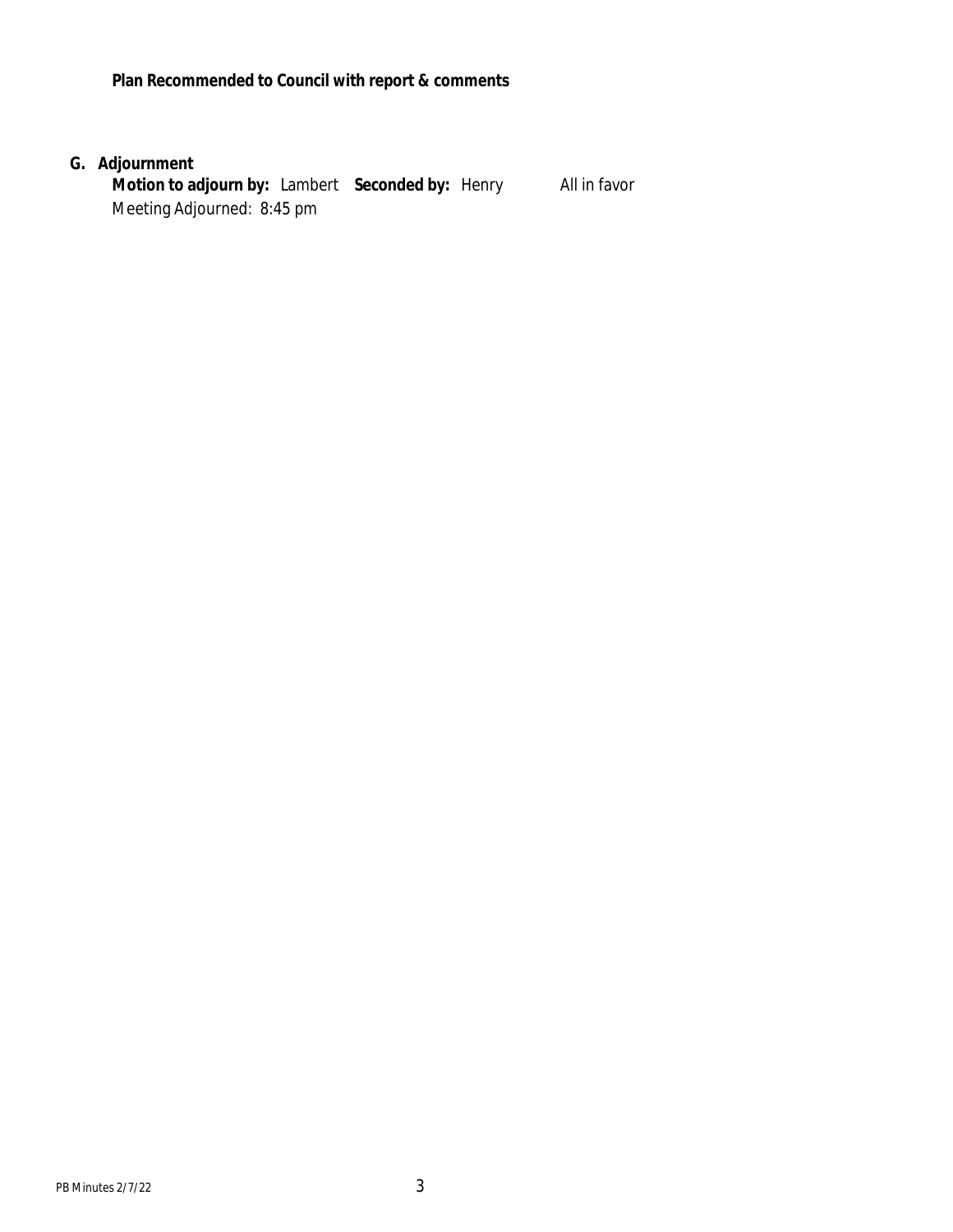**Plan Recommended to Council with report & comments**

**G. Adjournment**

**Motion to adjourn by:** Lambert **Seconded by:** Henry All in favor

Meeting Adjourned: 8:45 pm